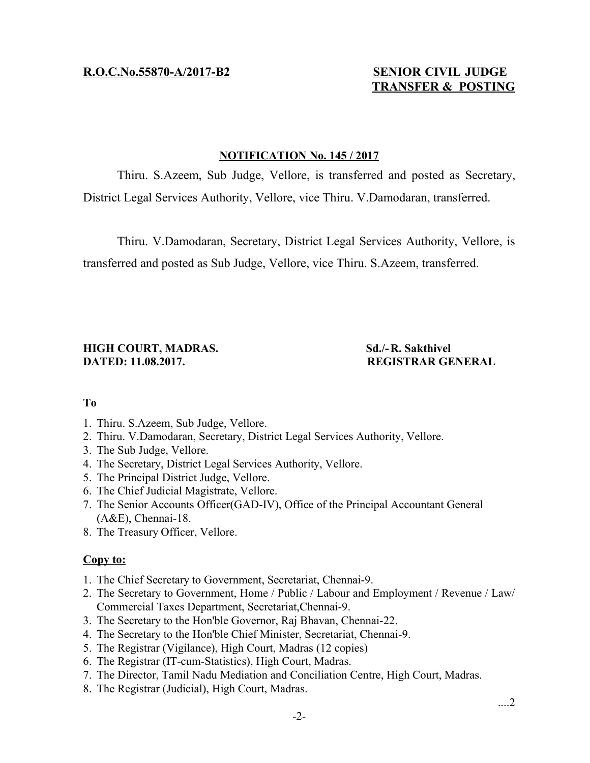**R.O.C.No.55870-A/2017-B2**

**SENIOR CIVIL JUDGE TRANSFER & POSTING**

**NOTIFICATION No. 145 / 2017**

Thiru. S.Azeem, Sub Judge, Vellore, is transferred and posted as Secretary, District Legal Services Authority, Vellore, vice Thiru. V.Damodaran, transferred.

Thiru. V.Damodaran, Secretary, District Legal Services Authority, Vellore, is transferred and posted as Sub Judge, Vellore, vice Thiru. S.Azeem, transferred.

**HIGH COURT, MADRAS.**
**DATED: 11.08.2017.**

**Sd./- R. Sakthivel**
**REGISTRAR GENERAL**

**To**

1. Thiru. S.Azeem, Sub Judge, Vellore.
2. Thiru. V.Damodaran, Secretary, District Legal Services Authority, Vellore.
3. The Sub Judge, Vellore.
4. The Secretary, District Legal Services Authority, Vellore.
5. The Principal District Judge, Vellore.
6. The Chief Judicial Magistrate, Vellore.
7. The Senior Accounts Officer(GAD-IV), Office of the Principal Accountant General (A&E), Chennai-18.
8. The Treasury Officer, Vellore.

**Copy to:**

1. The Chief Secretary to Government, Secretariat, Chennai-9.
2. The Secretary to Government, Home / Public / Labour and Employment / Revenue / Law/ Commercial Taxes Department, Secretariat,Chennai-9.
3. The Secretary to the Hon'ble Governor, Raj Bhavan, Chennai-22.
4. The Secretary to the Hon'ble Chief Minister, Secretariat, Chennai-9.
5. The Registrar (Vigilance), High Court, Madras (12 copies)
6. The Registrar (IT-cum-Statistics), High Court, Madras.
7. The Director, Tamil Nadu Mediation and Conciliation Centre, High Court, Madras.
8. The Registrar (Judicial), High Court, Madras.

....2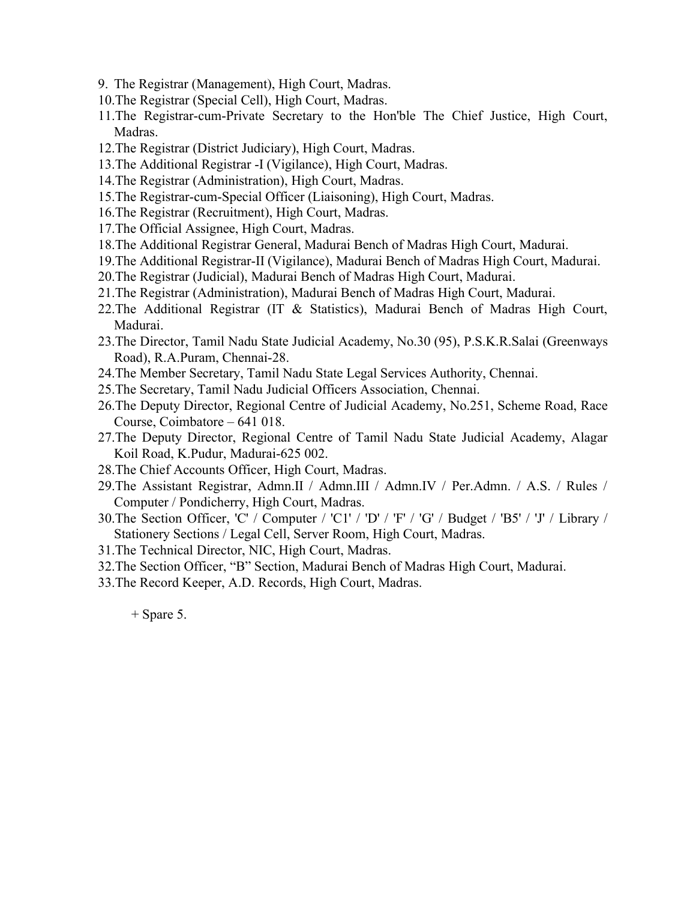9. The Registrar (Management), High Court, Madras.
10. The Registrar (Special Cell), High Court, Madras.
11. The Registrar-cum-Private Secretary to the Hon'ble The Chief Justice, High Court, Madras.
12. The Registrar (District Judiciary), High Court, Madras.
13. The Additional Registrar -I (Vigilance), High Court, Madras.
14. The Registrar (Administration), High Court, Madras.
15. The Registrar-cum-Special Officer (Liaisoning), High Court, Madras.
16. The Registrar (Recruitment), High Court, Madras.
17. The Official Assignee, High Court, Madras.
18. The Additional Registrar General, Madurai Bench of Madras High Court, Madurai.
19. The Additional Registrar-II (Vigilance), Madurai Bench of Madras High Court, Madurai.
20. The Registrar (Judicial), Madurai Bench of Madras High Court, Madurai.
21. The Registrar (Administration), Madurai Bench of Madras High Court, Madurai.
22. The Additional Registrar (IT & Statistics), Madurai Bench of Madras High Court, Madurai.
23. The Director, Tamil Nadu State Judicial Academy, No.30 (95), P.S.K.R.Salai (Greenways Road), R.A.Puram, Chennai-28.
24. The Member Secretary, Tamil Nadu State Legal Services Authority, Chennai.
25. The Secretary, Tamil Nadu Judicial Officers Association, Chennai.
26. The Deputy Director, Regional Centre of Judicial Academy, No.251, Scheme Road, Race Course, Coimbatore – 641 018.
27. The Deputy Director, Regional Centre of Tamil Nadu State Judicial Academy, Alagar Koil Road, K.Pudur, Madurai-625 002.
28. The Chief Accounts Officer, High Court, Madras.
29. The Assistant Registrar, Admn.II / Admn.III / Admn.IV / Per.Admn. / A.S. / Rules / Computer / Pondicherry, High Court, Madras.
30. The Section Officer, 'C' / Computer / 'C1' / 'D' / 'F' / 'G' / Budget / 'B5' / 'J' / Library / Stationery Sections / Legal Cell, Server Room, High Court, Madras.
31. The Technical Director, NIC, High Court, Madras.
32. The Section Officer, “B” Section, Madurai Bench of Madras High Court, Madurai.
33. The Record Keeper, A.D. Records, High Court, Madras.

+ Spare 5.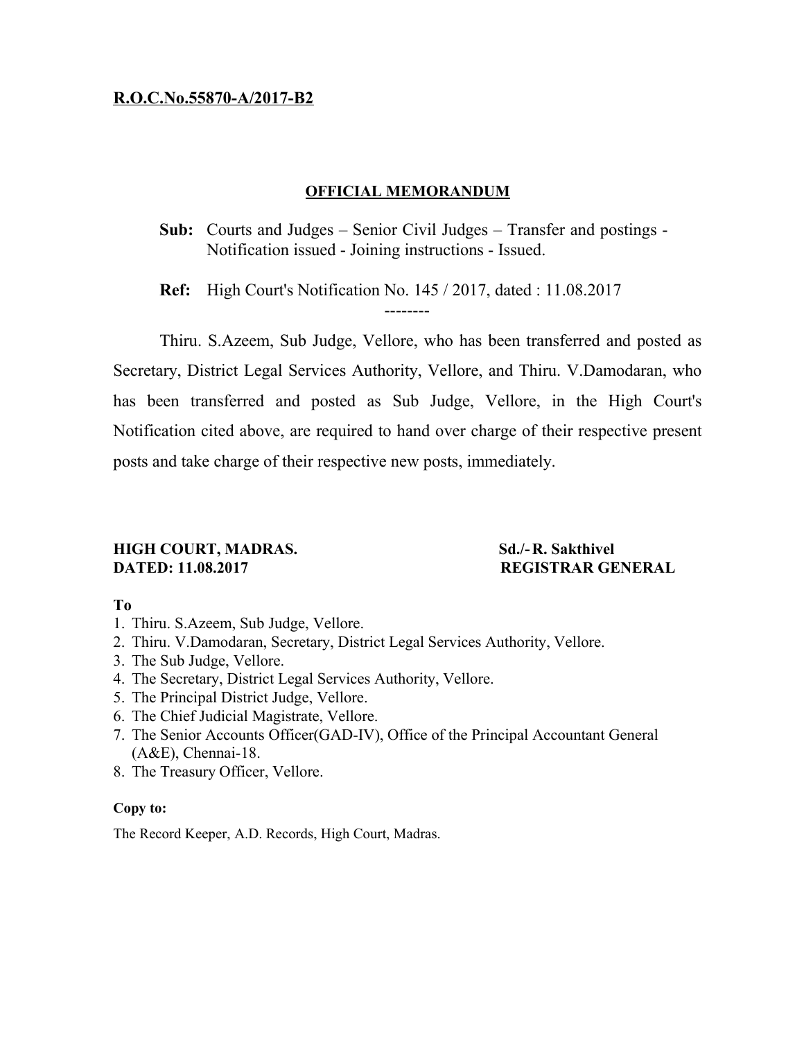**R.O.C.No.55870-A/2017-B2**

## OFFICIAL MEMORANDUM

**Sub:** Courts and Judges – Senior Civil Judges – Transfer and postings - Notification issued - Joining instructions - Issued.

**Ref:** High Court's Notification No. 145 / 2017, dated : 11.08.2017

--------

Thiru. S.Azeem, Sub Judge, Vellore, who has been transferred and posted as Secretary, District Legal Services Authority, Vellore, and Thiru. V.Damodaran, who has been transferred and posted as Sub Judge, Vellore, in the High Court's Notification cited above, are required to hand over charge of their respective present posts and take charge of their respective new posts, immediately.

**HIGH COURT, MADRAS.**
**DATED: 11.08.2017**

**Sd./- R. Sakthivel**
**REGISTRAR GENERAL**

**To**

1. Thiru. S.Azeem, Sub Judge, Vellore.
2. Thiru. V.Damodaran, Secretary, District Legal Services Authority, Vellore.
3. The Sub Judge, Vellore.
4. The Secretary, District Legal Services Authority, Vellore.
5. The Principal District Judge, Vellore.
6. The Chief Judicial Magistrate, Vellore.
7. The Senior Accounts Officer(GAD-IV), Office of the Principal Accountant General (A&E), Chennai-18.
8. The Treasury Officer, Vellore.

**Copy to:**

The Record Keeper, A.D. Records, High Court, Madras.